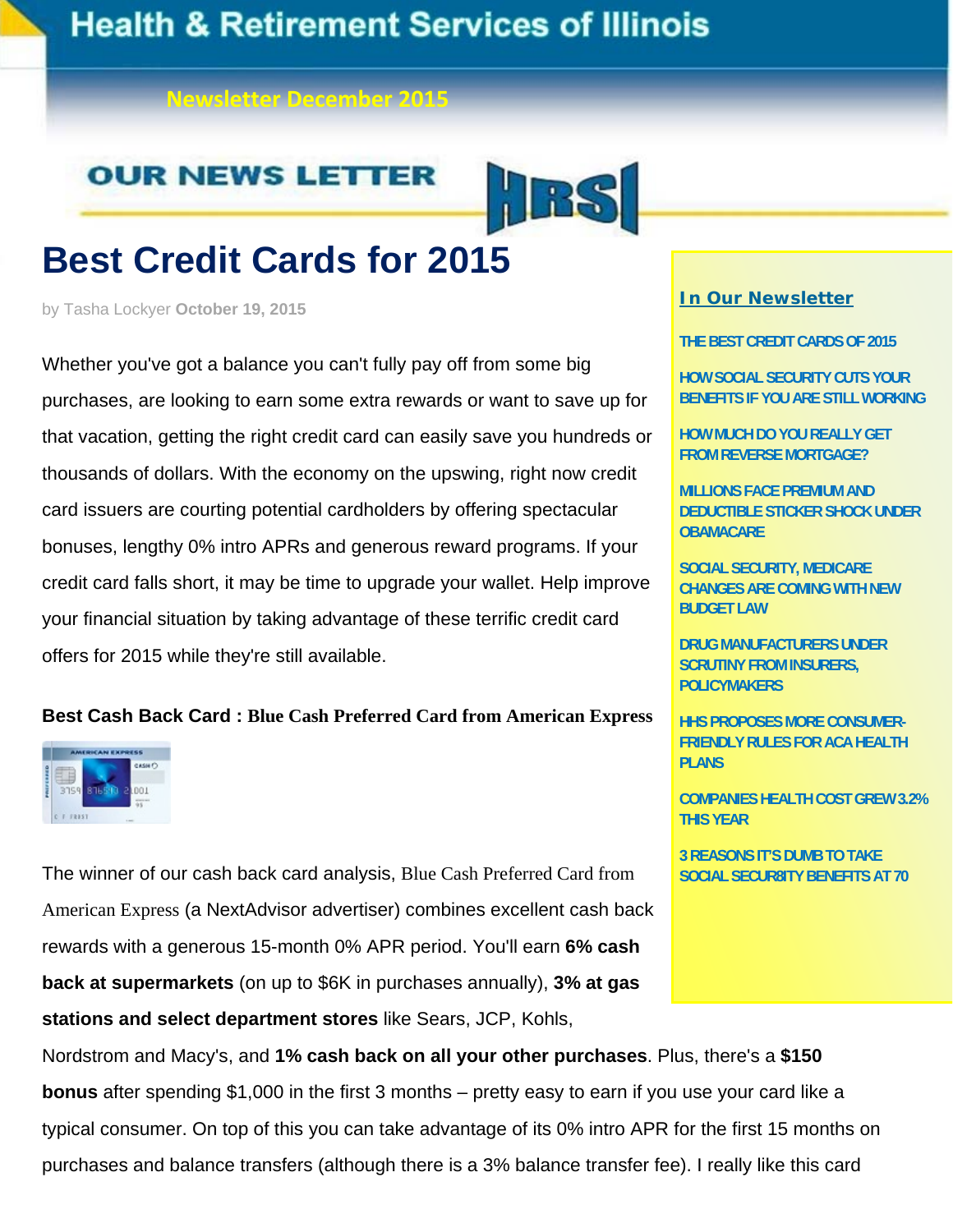# Health & Retirement Services of Illinois

Newsletter December 2015

OUR NEWS LETTER HRSI

# Best Credit Cards for 2015

by Tasha Lockyer **October 19, 2015**

Whether you've got a balance you can't fully pay off from some big purchases, are looking to earn some extra rewards or want to save up for that vacation, getting the right credit card can easily save you hundreds or thousands of dollars. With the economy on the upswing, right now credit card issuers are courting potential cardholders by offering spectacular bonuses, lengthy 0% intro APRs and generous reward programs. If your credit card falls short, it may be time to upgrade your wallet. Help improve your financial situation by taking advantage of these terrific credit card offers for 2015 while they're still available.

**Best Cash Back Card : Blue Cash Preferred Card from American Express**

The winner of our cash back card analysis, Blue Cash Preferred Card from American Express (a NextAdvisor advertiser) combines excellent cash back rewards with a generous 15-month 0% APR period. You'll earn **6% cash back at supermarkets** (on up to $6K in purchases annually), **3% at gas stations and select department stores** like Sears, JCP, Kohls, Nordstrom and Macy's, and **1% cash back on all your other purchases**. Plus, there's a **$150 bonus** after spending $1,000 in the first 3 months – pretty easy to earn if you use your card like a typical consumer. On top of this you can take advantage of its 0% intro APR for the first 15 months on purchases and balance transfers (although there is a 3% balance transfer fee). I really like this card

## In Our Newsletter

- THE BEST CREDIT CARDS OF 2015
- HOW SOCIAL SECURITY CUTS YOUR BENEFITS IF YOU ARE STILL WORKING
- HOW MUCH DO YOU REALLY GET FROM REVERSE MORTGAGE?
- MILLIONS FACE PREMIUM AND DEDUCTIBLE STICKER SHOCK UNDER OBAMACARE
- SOCIAL SECURITY, MEDICARE CHANGES ARE COMING WITH NEW BUDGET LAW
- DRUG MANUFACTURERS UNDER SCRUTINY FROM INSURERS, POLICYMAKERS
- HHS PROPOSES MORE CONSUMER-FRIENDLY RULES FOR ACA HEALTH PLANS
- COMPANIES HEALTH COST GREW 3.2% THIS YEAR
- 3 REASONS IT'S DUMB TO TAKE SOCIAL SECUR8ITY BENEFITS AT 70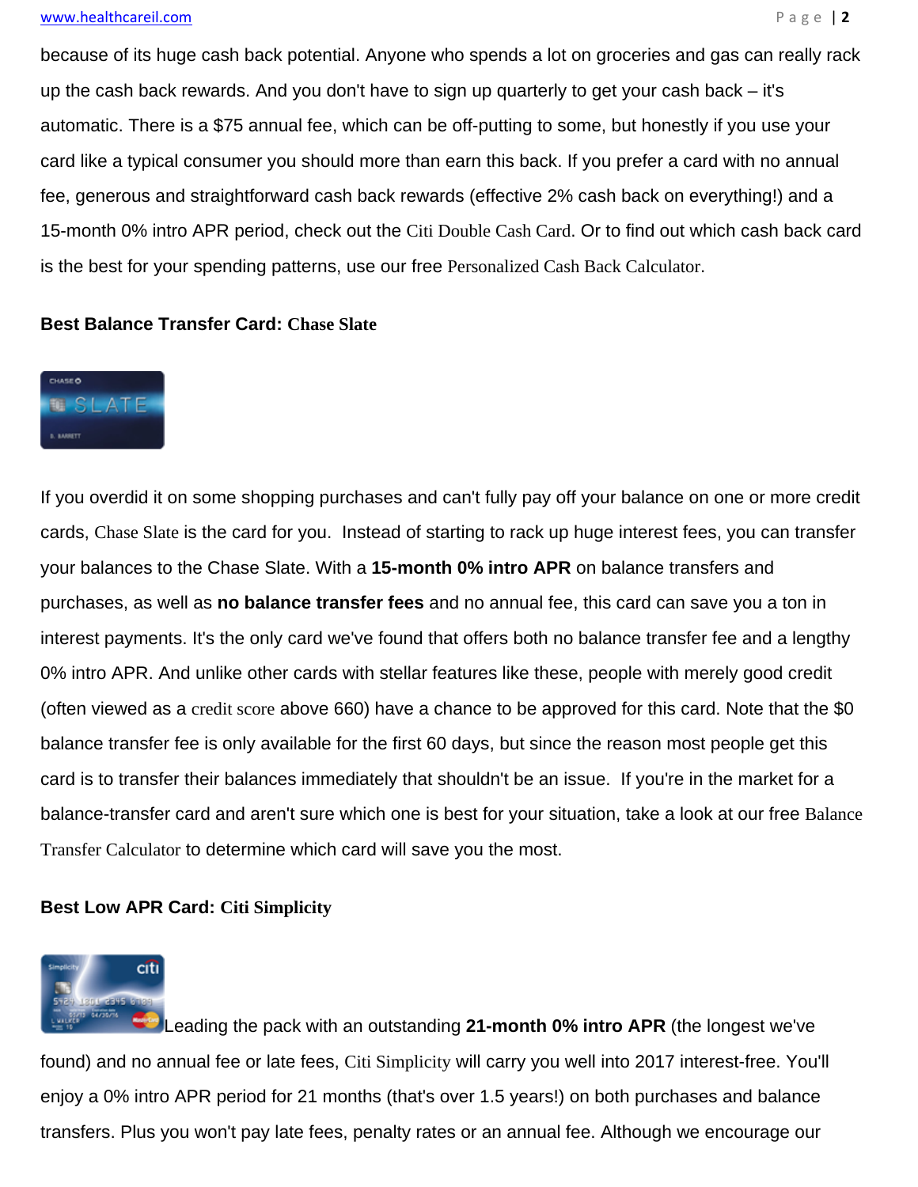because of its huge cash back potential. Anyone who spends a lot on groceries and gas can really rack up the cash back rewards. And you don't have to sign up quarterly to get your cash back – it's automatic. There is a $75 annual fee, which can be off-putting to some, but honestly if you use your card like a typical consumer you should more than earn this back. If you prefer a card with no annual fee, generous and straightforward cash back rewards (effective 2% cash back on everything!) and a 15-month 0% intro APR period, check out the Citi Double Cash Card. Or to find out which cash back card is the best for your spending patterns, use our free Personalized Cash Back Calculator.

**Best Balance Transfer Card: Chase Slate**

If you overdid it on some shopping purchases and can't fully pay off your balance on one or more credit cards, Chase Slate is the card for you. Instead of starting to rack up huge interest fees, you can transfer your balances to the Chase Slate. With a **15-month 0% intro APR** on balance transfers and purchases, as well as **no balance transfer fees** and no annual fee, this card can save you a ton in interest payments. It's the only card we've found that offers both no balance transfer fee and a lengthy 0% intro APR. And unlike other cards with stellar features like these, people with merely good credit (often viewed as a credit score above 660) have a chance to be approved for this card. Note that the $0 balance transfer fee is only available for the first 60 days, but since the reason most people get this card is to transfer their balances immediately that shouldn't be an issue. If you're in the market for a balance-transfer card and aren't sure which one is best for your situation, take a look at our free Balance Transfer Calculator to determine which card will save you the most.

**Best Low APR Card: Citi Simplicity**

Leading the pack with an outstanding **21-month 0% intro APR** (the longest we've found) and no annual fee or late fees, Citi Simplicity will carry you well into 2017 interest-free. You'll enjoy a 0% intro APR period for 21 months (that's over 1.5 years!) on both purchases and balance transfers. Plus you won't pay late fees, penalty rates or an annual fee. Although we encourage our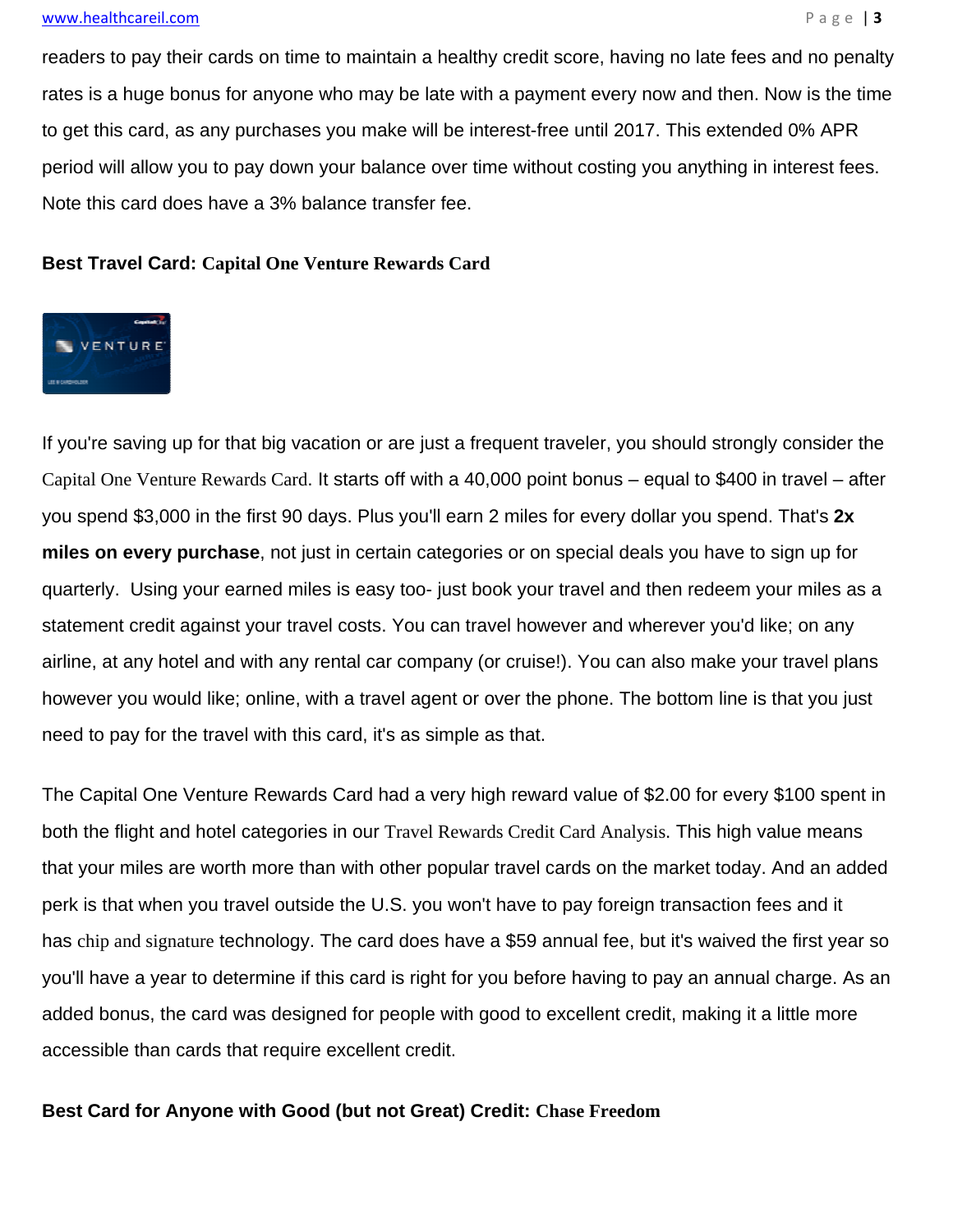readers to pay their cards on time to maintain a healthy credit score, having no late fees and no penalty rates is a huge bonus for anyone who may be late with a payment every now and then. Now is the time to get this card, as any purchases you make will be interest-free until 2017. This extended 0% APR period will allow you to pay down your balance over time without costing you anything in interest fees. Note this card does have a 3% balance transfer fee.

**Best Travel Card: Capital One Venture Rewards Card**

If you're saving up for that big vacation or are just a frequent traveler, you should strongly consider the Capital One Venture Rewards Card. It starts off with a 40,000 point bonus – equal to $400 in travel – after you spend $3,000 in the first 90 days. Plus you'll earn 2 miles for every dollar you spend. That's **2x miles on every purchase**, not just in certain categories or on special deals you have to sign up for quarterly. Using your earned miles is easy too- just book your travel and then redeem your miles as a statement credit against your travel costs. You can travel however and wherever you'd like; on any airline, at any hotel and with any rental car company (or cruise!). You can also make your travel plans however you would like; online, with a travel agent or over the phone. The bottom line is that you just need to pay for the travel with this card, it's as simple as that.

The Capital One Venture Rewards Card had a very high reward value of $2.00 for every $100 spent in both the flight and hotel categories in our Travel Rewards Credit Card Analysis. This high value means that your miles are worth more than with other popular travel cards on the market today. And an added perk is that when you travel outside the U.S. you won't have to pay foreign transaction fees and it has chip and signature technology. The card does have a $59 annual fee, but it's waived the first year so you'll have a year to determine if this card is right for you before having to pay an annual charge. As an added bonus, the card was designed for people with good to excellent credit, making it a little more accessible than cards that require excellent credit.

**Best Card for Anyone with Good (but not Great) Credit: Chase Freedom**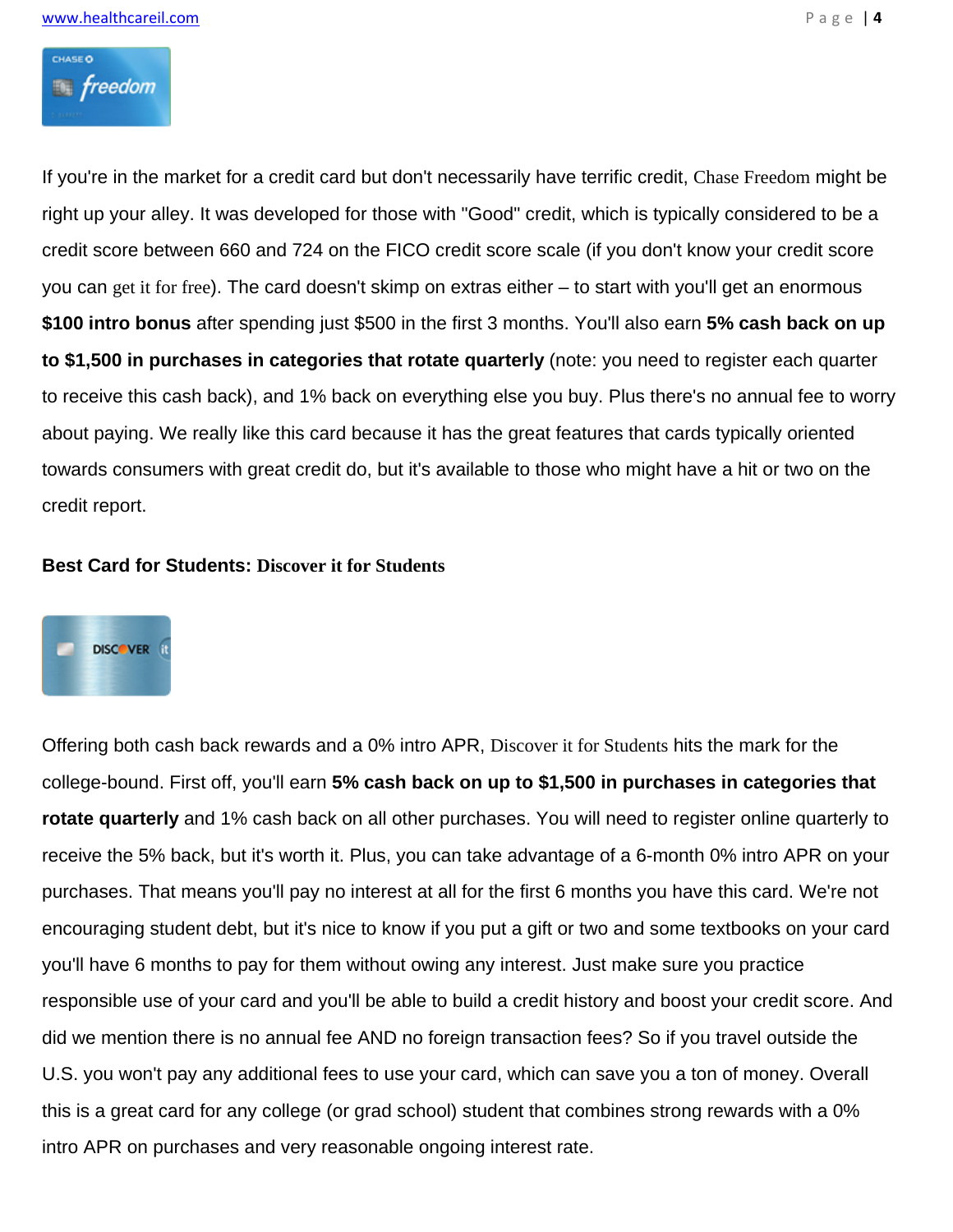If you're in the market for a credit card but don't necessarily have terrific credit, Chase Freedom might be right up your alley. It was developed for those with "Good" credit, which is typically considered to be a credit score between 660 and 724 on the FICO credit score scale (if you don't know your credit score you can get it for free). The card doesn't skimp on extras either – to start with you'll get an enormous **$100 intro bonus** after spending just $500 in the first 3 months. You'll also earn **5% cash back on up to $1,500 in purchases in categories that rotate quarterly** (note: you need to register each quarter to receive this cash back), and 1% back on everything else you buy. Plus there's no annual fee to worry about paying. We really like this card because it has the great features that cards typically oriented towards consumers with great credit do, but it's available to those who might have a hit or two on the credit report.

**Best Card for Students: Discover it for Students**

Offering both cash back rewards and a 0% intro APR, Discover it for Students hits the mark for the college-bound. First off, you'll earn **5% cash back on up to $1,500 in purchases in categories that rotate quarterly** and 1% cash back on all other purchases. You will need to register online quarterly to receive the 5% back, but it's worth it. Plus, you can take advantage of a 6-month 0% intro APR on your purchases. That means you'll pay no interest at all for the first 6 months you have this card. We're not encouraging student debt, but it's nice to know if you put a gift or two and some textbooks on your card you'll have 6 months to pay for them without owing any interest. Just make sure you practice responsible use of your card and you'll be able to build a credit history and boost your credit score. And did we mention there is no annual fee AND no foreign transaction fees? So if you travel outside the U.S. you won't pay any additional fees to use your card, which can save you a ton of money. Overall this is a great card for any college (or grad school) student that combines strong rewards with a 0% intro APR on purchases and very reasonable ongoing interest rate.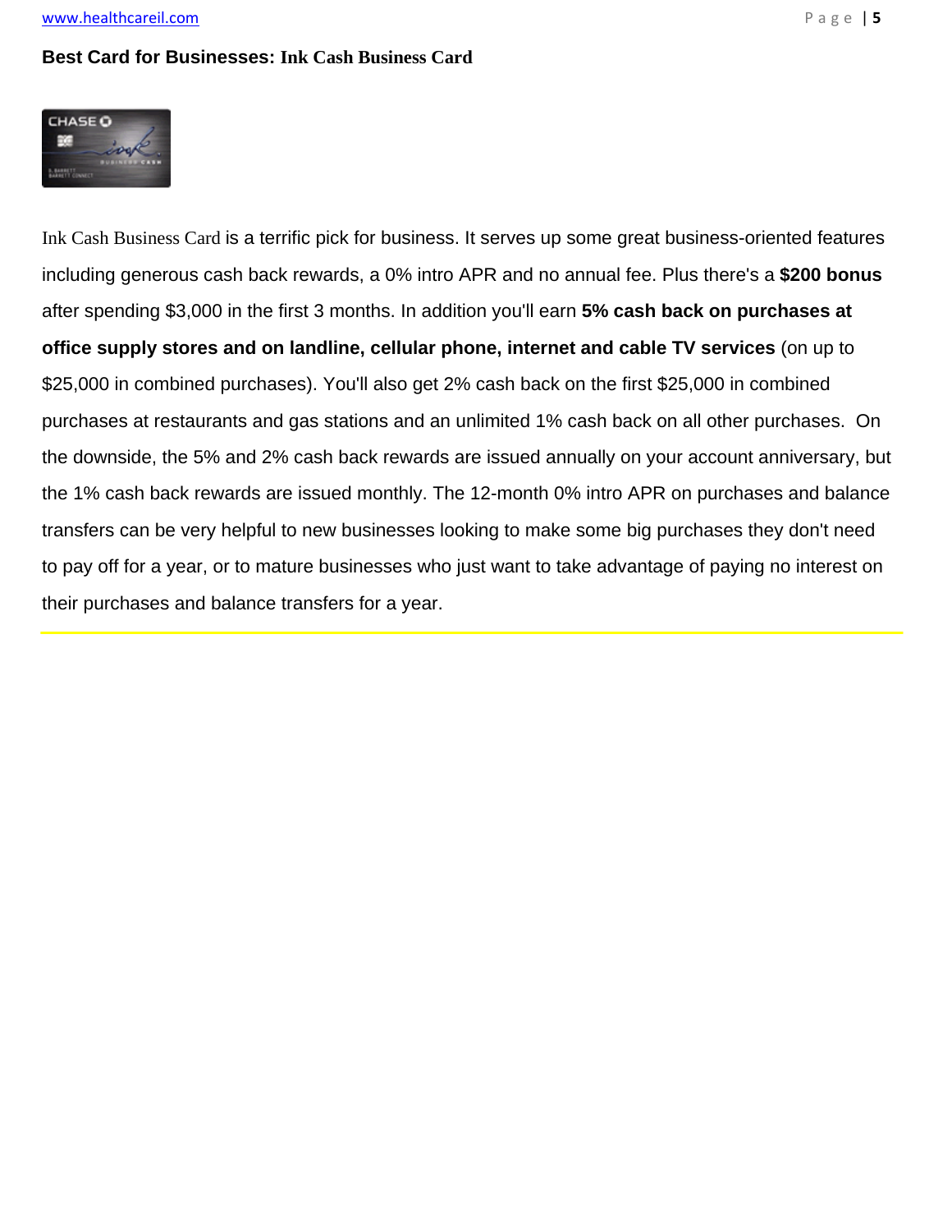### Best Card for Businesses: Ink Cash Business Card

Ink Cash Business Card is a terrific pick for business. It serves up some great business-oriented features including generous cash back rewards, a 0% intro APR and no annual fee. Plus there's a **$200 bonus** after spending $3,000 in the first 3 months. In addition you'll earn **5% cash back on purchases at office supply stores and on landline, cellular phone, internet and cable TV services** (on up to $25,000 in combined purchases). You'll also get 2% cash back on the first $25,000 in combined purchases at restaurants and gas stations and an unlimited 1% cash back on all other purchases. On the downside, the 5% and 2% cash back rewards are issued annually on your account anniversary, but the 1% cash back rewards are issued monthly. The 12-month 0% intro APR on purchases and balance transfers can be very helpful to new businesses looking to make some big purchases they don't need to pay off for a year, or to mature businesses who just want to take advantage of paying no interest on their purchases and balance transfers for a year.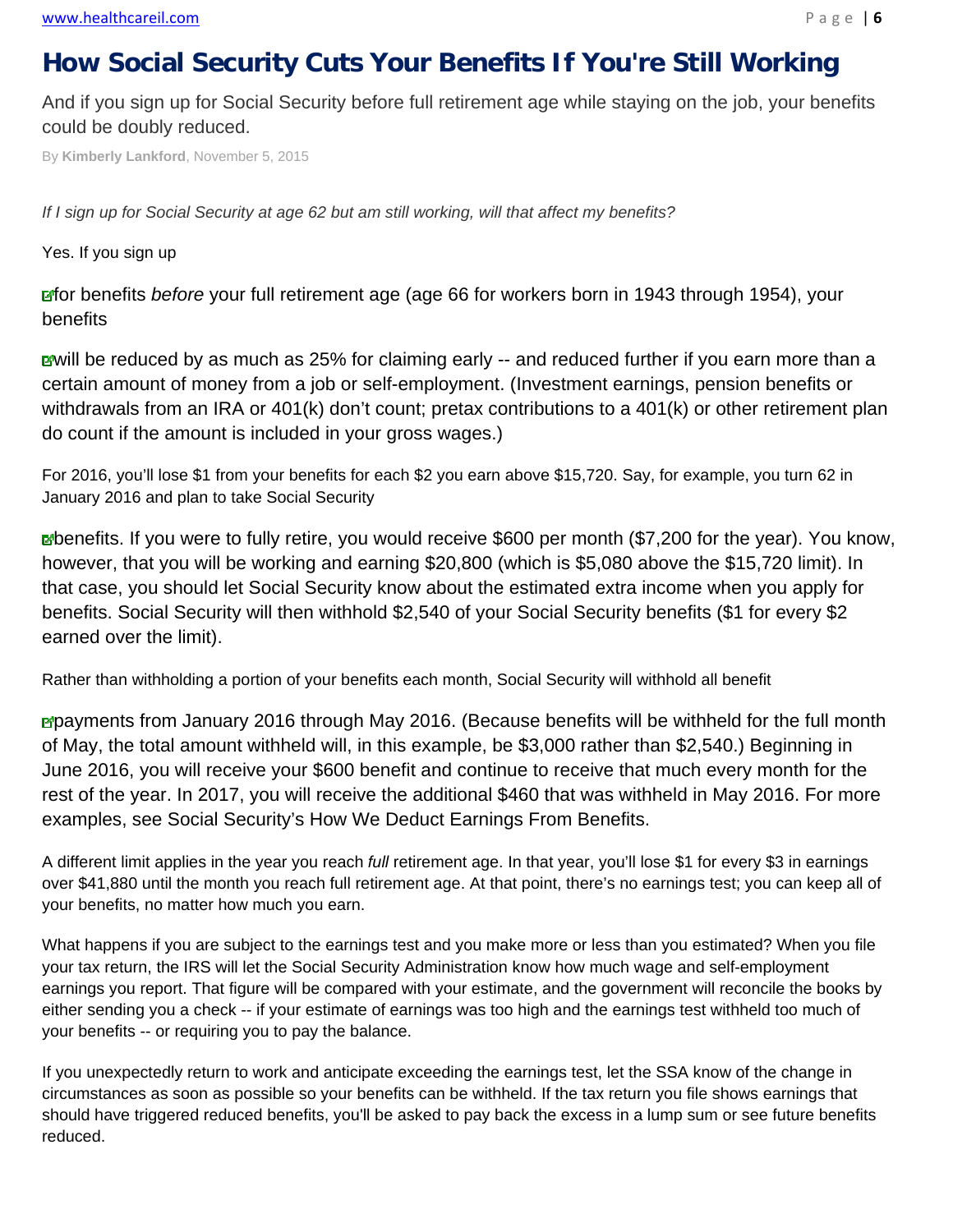# How Social Security Cuts Your Benefits If You're Still Working

And if you sign up for Social Security before full retirement age while staying on the job, your benefits could be doubly reduced.

By **Kimberly Lankford**, November 5, 2015

*If I sign up for Social Security at age 62 but am still working, will that affect my benefits?*

Yes. If you sign up

for benefits *before* your full retirement age (age 66 for workers born in 1943 through 1954), your benefits

will be reduced by as much as 25% for claiming early -- and reduced further if you earn more than a certain amount of money from a job or self-employment. (Investment earnings, pension benefits or withdrawals from an IRA or 401(k) don't count; pretax contributions to a 401(k) or other retirement plan do count if the amount is included in your gross wages.)

For 2016, you'll lose $1 from your benefits for each $2 you earn above $15,720. Say, for example, you turn 62 in January 2016 and plan to take Social Security

benefits. If you were to fully retire, you would receive $600 per month ($7,200 for the year). You know, however, that you will be working and earning $20,800 (which is $5,080 above the $15,720 limit). In that case, you should let Social Security know about the estimated extra income when you apply for benefits. Social Security will then withhold $2,540 of your Social Security benefits ($1 for every $2 earned over the limit).

Rather than withholding a portion of your benefits each month, Social Security will withhold all benefit

payments from January 2016 through May 2016. (Because benefits will be withheld for the full month of May, the total amount withheld will, in this example, be $3,000 rather than $2,540.) Beginning in June 2016, you will receive your $600 benefit and continue to receive that much every month for the rest of the year. In 2017, you will receive the additional $460 that was withheld in May 2016. For more examples, see Social Security's How We Deduct Earnings From Benefits.

A different limit applies in the year you reach *full* retirement age. In that year, you'll lose $1 for every $3 in earnings over $41,880 until the month you reach full retirement age. At that point, there's no earnings test; you can keep all of your benefits, no matter how much you earn.

What happens if you are subject to the earnings test and you make more or less than you estimated? When you file your tax return, the IRS will let the Social Security Administration know how much wage and self-employment earnings you report. That figure will be compared with your estimate, and the government will reconcile the books by either sending you a check -- if your estimate of earnings was too high and the earnings test withheld too much of your benefits -- or requiring you to pay the balance.

If you unexpectedly return to work and anticipate exceeding the earnings test, let the SSA know of the change in circumstances as soon as possible so your benefits can be withheld. If the tax return you file shows earnings that should have triggered reduced benefits, you'll be asked to pay back the excess in a lump sum or see future benefits reduced.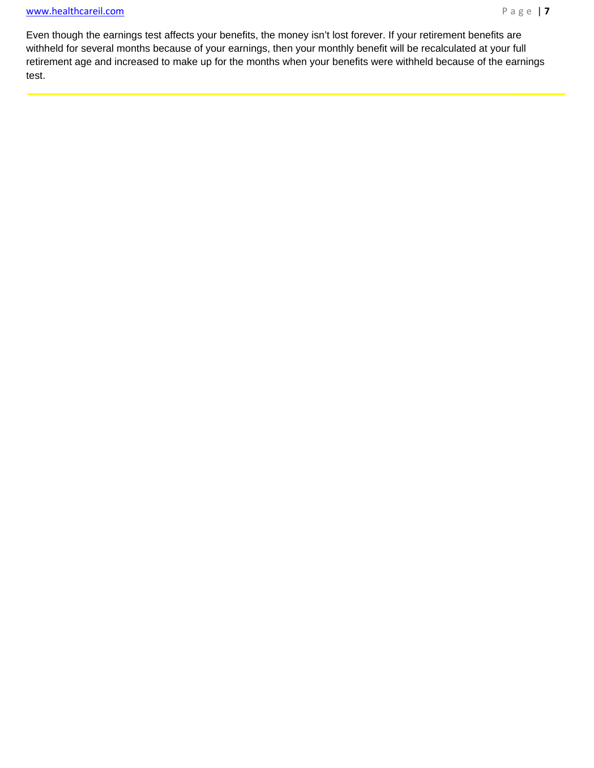Even though the earnings test affects your benefits, the money isn't lost forever. If your retirement benefits are withheld for several months because of your earnings, then your monthly benefit will be recalculated at your full retirement age and increased to make up for the months when your benefits were withheld because of the earnings test.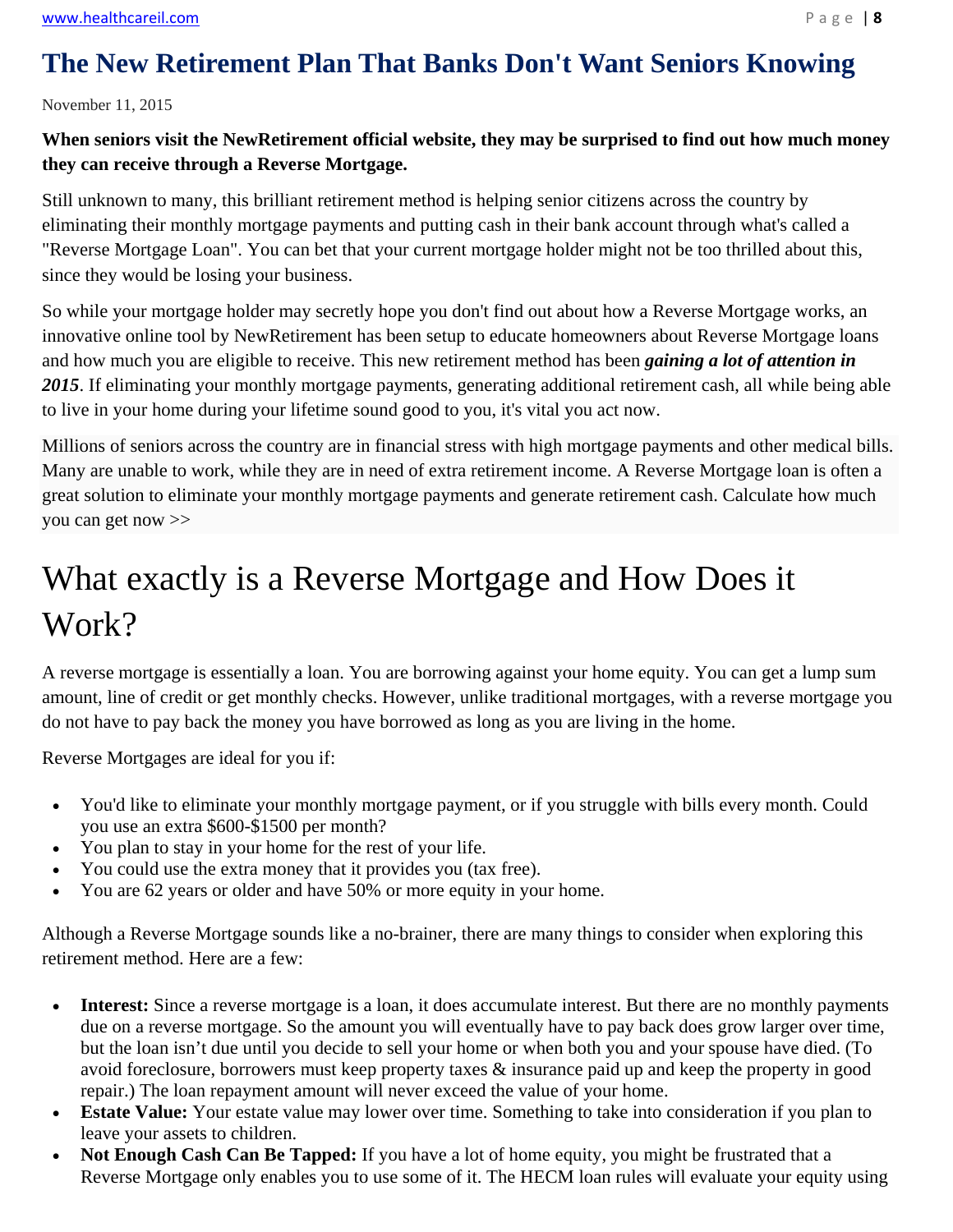# The New Retirement Plan That Banks Don't Want Seniors Knowing

November 11, 2015

**When seniors visit the NewRetirement official website, they may be surprised to find out how much money they can receive through a Reverse Mortgage.**

Still unknown to many, this brilliant retirement method is helping senior citizens across the country by eliminating their monthly mortgage payments and putting cash in their bank account through what's called a "Reverse Mortgage Loan". You can bet that your current mortgage holder might not be too thrilled about this, since they would be losing your business.

So while your mortgage holder may secretly hope you don't find out about how a Reverse Mortgage works, an innovative online tool by NewRetirement has been setup to educate homeowners about Reverse Mortgage loans and how much you are eligible to receive. This new retirement method has been ***gaining a lot of attention in 2015***. If eliminating your monthly mortgage payments, generating additional retirement cash, all while being able to live in your home during your lifetime sound good to you, it's vital you act now.

Millions of seniors across the country are in financial stress with high mortgage payments and other medical bills. Many are unable to work, while they are in need of extra retirement income. A Reverse Mortgage loan is often a great solution to eliminate your monthly mortgage payments and generate retirement cash. Calculate how much you can get now >>

## What exactly is a Reverse Mortgage and How Does it Work?

A reverse mortgage is essentially a loan. You are borrowing against your home equity. You can get a lump sum amount, line of credit or get monthly checks. However, unlike traditional mortgages, with a reverse mortgage you do not have to pay back the money you have borrowed as long as you are living in the home.

Reverse Mortgages are ideal for you if:

- You'd like to eliminate your monthly mortgage payment, or if you struggle with bills every month. Could you use an extra $600-$1500 per month?
- You plan to stay in your home for the rest of your life.
- You could use the extra money that it provides you (tax free).
- You are 62 years or older and have 50% or more equity in your home.

Although a Reverse Mortgage sounds like a no-brainer, there are many things to consider when exploring this retirement method. Here are a few:

- **Interest:** Since a reverse mortgage is a loan, it does accumulate interest. But there are no monthly payments due on a reverse mortgage. So the amount you will eventually have to pay back does grow larger over time, but the loan isn't due until you decide to sell your home or when both you and your spouse have died. (To avoid foreclosure, borrowers must keep property taxes & insurance paid up and keep the property in good repair.) The loan repayment amount will never exceed the value of your home.
- **Estate Value:** Your estate value may lower over time. Something to take into consideration if you plan to leave your assets to children.
- **Not Enough Cash Can Be Tapped:** If you have a lot of home equity, you might be frustrated that a Reverse Mortgage only enables you to use some of it. The HECM loan rules will evaluate your equity using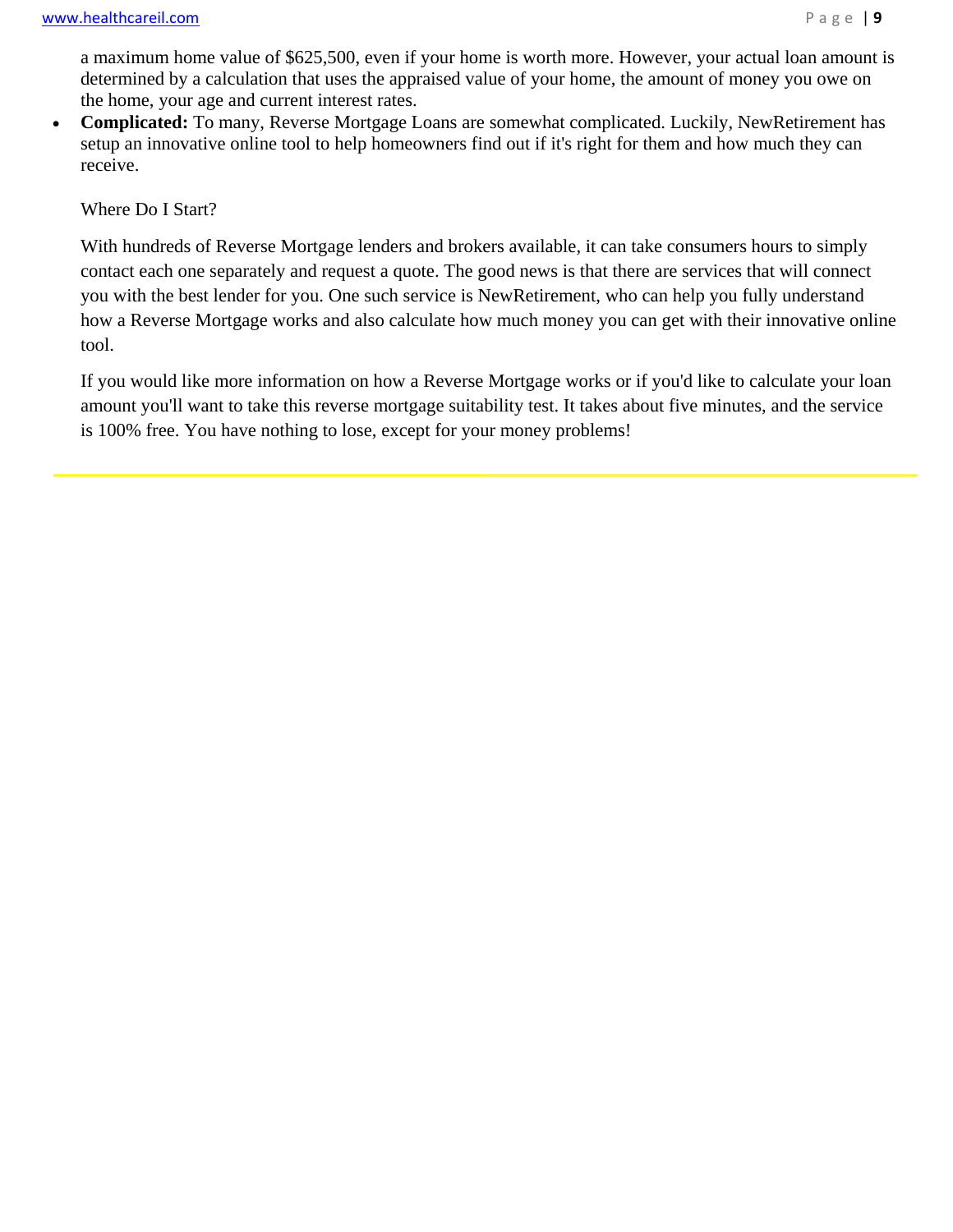a maximum home value of $625,500, even if your home is worth more. However, your actual loan amount is determined by a calculation that uses the appraised value of your home, the amount of money you owe on the home, your age and current interest rates.

- **Complicated:** To many, Reverse Mortgage Loans are somewhat complicated. Luckily, NewRetirement has setup an innovative online tool to help homeowners find out if it's right for them and how much they can receive.

Where Do I Start?

With hundreds of Reverse Mortgage lenders and brokers available, it can take consumers hours to simply contact each one separately and request a quote. The good news is that there are services that will connect you with the best lender for you. One such service is NewRetirement, who can help you fully understand how a Reverse Mortgage works and also calculate how much money you can get with their innovative online tool.

If you would like more information on how a Reverse Mortgage works or if you'd like to calculate your loan amount you'll want to take this reverse mortgage suitability test. It takes about five minutes, and the service is 100% free. You have nothing to lose, except for your money problems!

---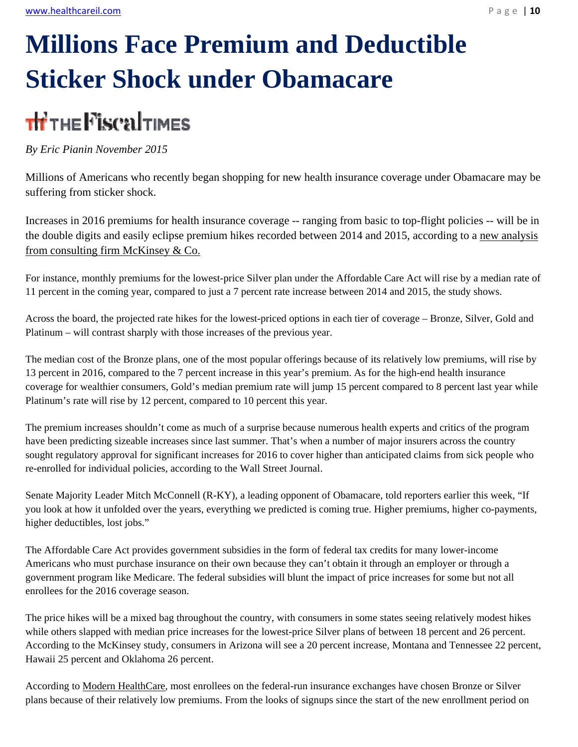# Millions Face Premium and Deductible Sticker Shock under Obamacare

THE FiscalTIMES

*By Eric Pianin November 2015*

Millions of Americans who recently began shopping for new health insurance coverage under Obamacare may be suffering from sticker shock.

Increases in 2016 premiums for health insurance coverage -- ranging from basic to top-flight policies -- will be in the double digits and easily eclipse premium hikes recorded between 2014 and 2015, according to a new analysis from consulting firm McKinsey & Co.

For instance, monthly premiums for the lowest-price Silver plan under the Affordable Care Act will rise by a median rate of 11 percent in the coming year, compared to just a 7 percent rate increase between 2014 and 2015, the study shows.

Across the board, the projected rate hikes for the lowest-priced options in each tier of coverage – Bronze, Silver, Gold and Platinum – will contrast sharply with those increases of the previous year.

The median cost of the Bronze plans, one of the most popular offerings because of its relatively low premiums, will rise by 13 percent in 2016, compared to the 7 percent increase in this year's premium. As for the high-end health insurance coverage for wealthier consumers, Gold's median premium rate will jump 15 percent compared to 8 percent last year while Platinum's rate will rise by 12 percent, compared to 10 percent this year.

The premium increases shouldn't come as much of a surprise because numerous health experts and critics of the program have been predicting sizeable increases since last summer. That's when a number of major insurers across the country sought regulatory approval for significant increases for 2016 to cover higher than anticipated claims from sick people who re-enrolled for individual policies, according to the Wall Street Journal.

Senate Majority Leader Mitch McConnell (R-KY), a leading opponent of Obamacare, told reporters earlier this week, "If you look at how it unfolded over the years, everything we predicted is coming true. Higher premiums, higher co-payments, higher deductibles, lost jobs."

The Affordable Care Act provides government subsidies in the form of federal tax credits for many lower-income Americans who must purchase insurance on their own because they can't obtain it through an employer or through a government program like Medicare. The federal subsidies will blunt the impact of price increases for some but not all enrollees for the 2016 coverage season.

The price hikes will be a mixed bag throughout the country, with consumers in some states seeing relatively modest hikes while others slapped with median price increases for the lowest-price Silver plans of between 18 percent and 26 percent. According to the McKinsey study, consumers in Arizona will see a 20 percent increase, Montana and Tennessee 22 percent, Hawaii 25 percent and Oklahoma 26 percent.

According to Modern HealthCare, most enrollees on the federal-run insurance exchanges have chosen Bronze or Silver plans because of their relatively low premiums. From the looks of signups since the start of the new enrollment period on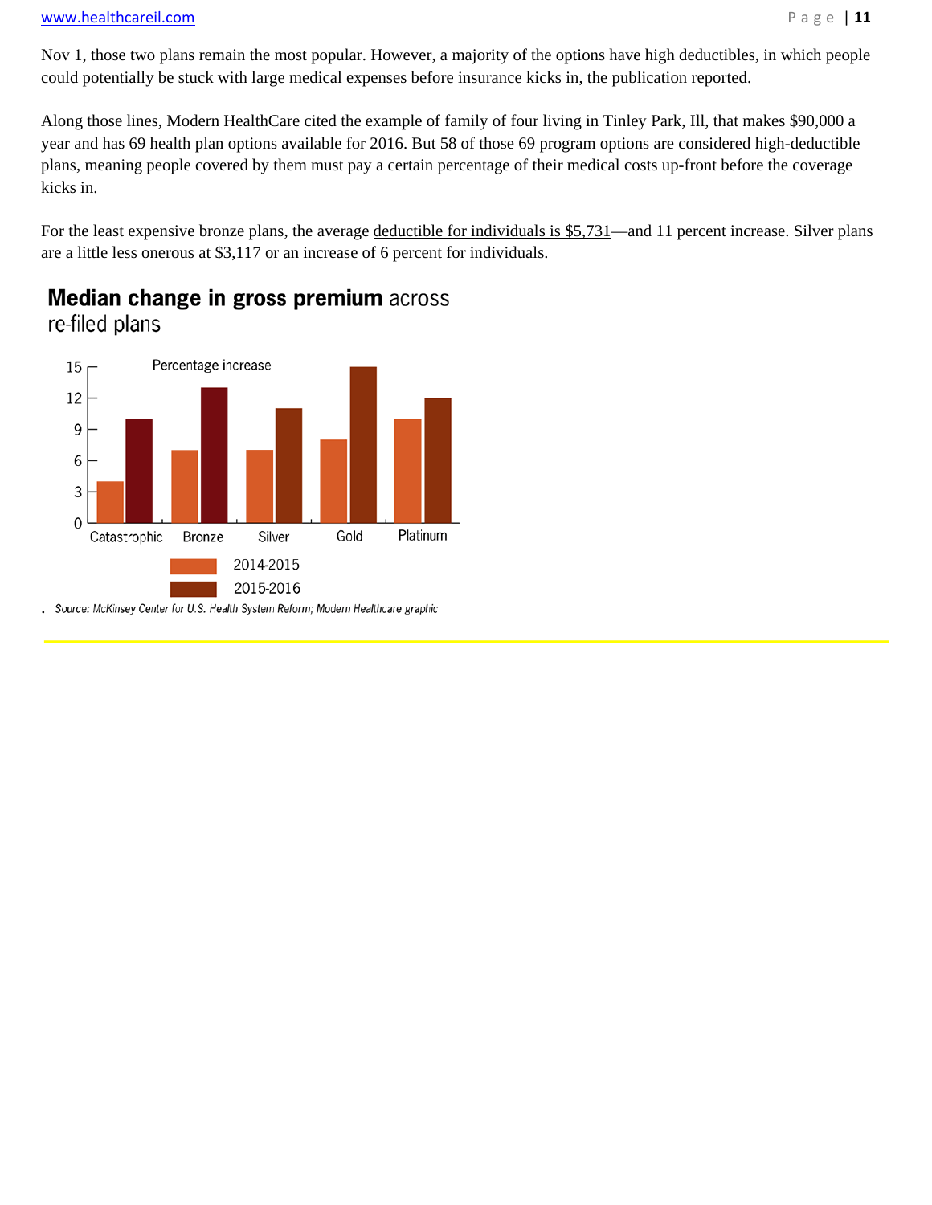Nov 1, those two plans remain the most popular. However, a majority of the options have high deductibles, in which people could potentially be stuck with large medical expenses before insurance kicks in, the publication reported.

Along those lines, Modern HealthCare cited the example of family of four living in Tinley Park, Ill, that makes $90,000 a year and has 69 health plan options available for 2016. But 58 of those 69 program options are considered high-deductible plans, meaning people covered by them must pay a certain percentage of their medical costs up-front before the coverage kicks in.

For the least expensive bronze plans, the average deductible for individuals is $5,731—and 11 percent increase. Silver plans are a little less onerous at $3,117 or an increase of 6 percent for individuals.

**Median change in gross premium** across re-filed plans

Percentage increase

| Plan | 2014-2015 | 2015-2016 |
|---|---|---|
| Catastrophic | 4 | 10 |
| Bronze | 7 | 13 |
| Silver | 7 | 11 |
| Gold | 8 | 15 |
| Platinum | 10 | 12 |

. *Source: McKinsey Center for U.S. Health System Reform; Modern Healthcare graphic*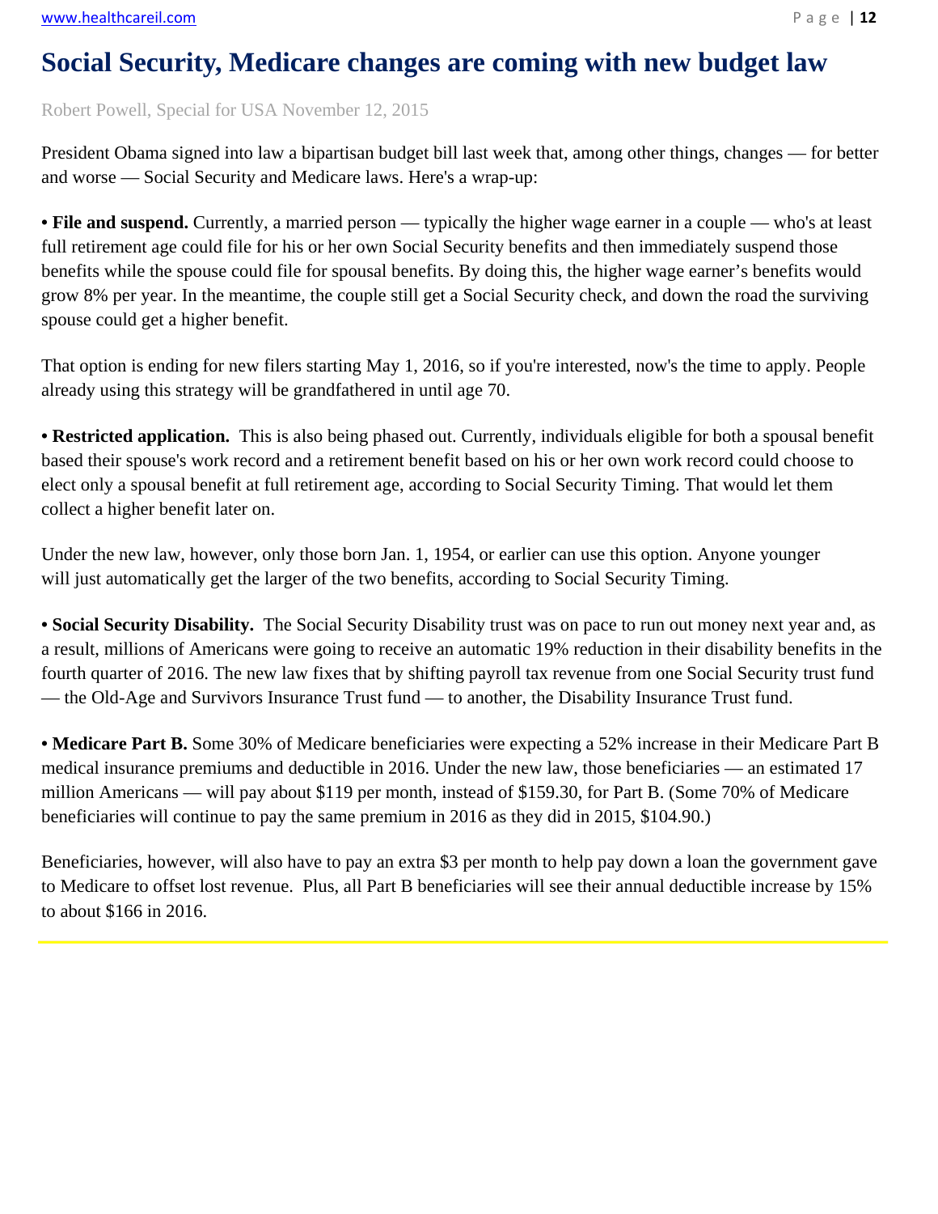# Social Security, Medicare changes are coming with new budget law

Robert Powell, Special for USA November 12, 2015

President Obama signed into law a bipartisan budget bill last week that, among other things, changes — for better and worse — Social Security and Medicare laws. Here's a wrap-up:

• **File and suspend.** Currently, a married person — typically the higher wage earner in a couple — who's at least full retirement age could file for his or her own Social Security benefits and then immediately suspend those benefits while the spouse could file for spousal benefits. By doing this, the higher wage earner's benefits would grow 8% per year. In the meantime, the couple still get a Social Security check, and down the road the surviving spouse could get a higher benefit.

That option is ending for new filers starting May 1, 2016, so if you're interested, now's the time to apply. People already using this strategy will be grandfathered in until age 70.

• **Restricted application.** This is also being phased out. Currently, individuals eligible for both a spousal benefit based their spouse's work record and a retirement benefit based on his or her own work record could choose to elect only a spousal benefit at full retirement age, according to Social Security Timing. That would let them collect a higher benefit later on.

Under the new law, however, only those born Jan. 1, 1954, or earlier can use this option. Anyone younger will just automatically get the larger of the two benefits, according to Social Security Timing.

• **Social Security Disability.** The Social Security Disability trust was on pace to run out money next year and, as a result, millions of Americans were going to receive an automatic 19% reduction in their disability benefits in the fourth quarter of 2016. The new law fixes that by shifting payroll tax revenue from one Social Security trust fund — the Old-Age and Survivors Insurance Trust fund — to another, the Disability Insurance Trust fund.

• **Medicare Part B.** Some 30% of Medicare beneficiaries were expecting a 52% increase in their Medicare Part B medical insurance premiums and deductible in 2016. Under the new law, those beneficiaries — an estimated 17 million Americans — will pay about $119 per month, instead of $159.30, for Part B. (Some 70% of Medicare beneficiaries will continue to pay the same premium in 2016 as they did in 2015, $104.90.)

Beneficiaries, however, will also have to pay an extra $3 per month to help pay down a loan the government gave to Medicare to offset lost revenue. Plus, all Part B beneficiaries will see their annual deductible increase by 15% to about $166 in 2016.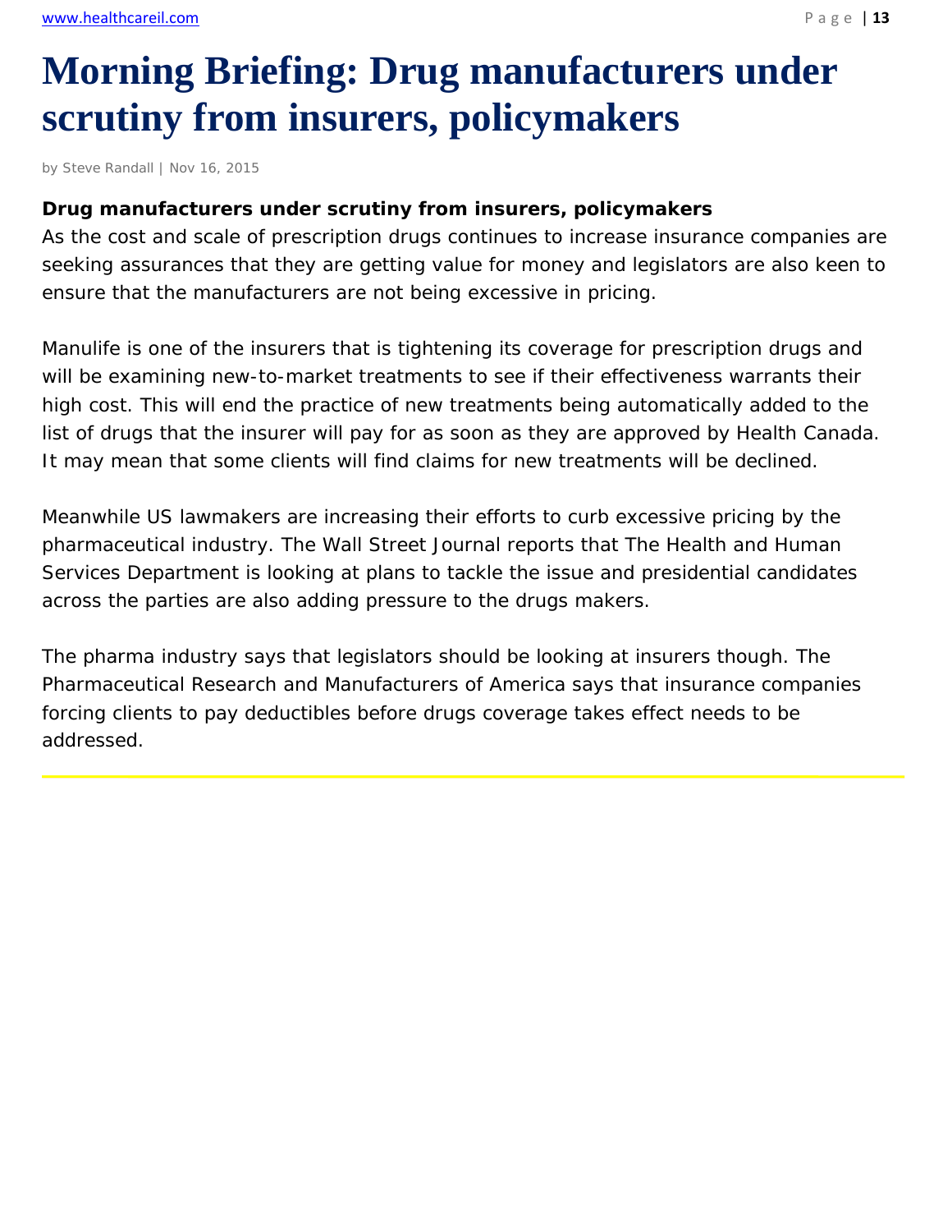# Morning Briefing: Drug manufacturers under scrutiny from insurers, policymakers

by Steve Randall | Nov 16, 2015

**Drug manufacturers under scrutiny from insurers, policymakers**

As the cost and scale of prescription drugs continues to increase insurance companies are seeking assurances that they are getting value for money and legislators are also keen to ensure that the manufacturers are not being excessive in pricing.

Manulife is one of the insurers that is tightening its coverage for prescription drugs and will be examining new-to-market treatments to see if their effectiveness warrants their high cost. This will end the practice of new treatments being automatically added to the list of drugs that the insurer will pay for as soon as they are approved by Health Canada. It may mean that some clients will find claims for new treatments will be declined.

Meanwhile US lawmakers are increasing their efforts to curb excessive pricing by the pharmaceutical industry. The Wall Street Journal reports that The Health and Human Services Department is looking at plans to tackle the issue and presidential candidates across the parties are also adding pressure to the drugs makers.

The pharma industry says that legislators should be looking at insurers though. The Pharmaceutical Research and Manufacturers of America says that insurance companies forcing clients to pay deductibles before drugs coverage takes effect needs to be addressed.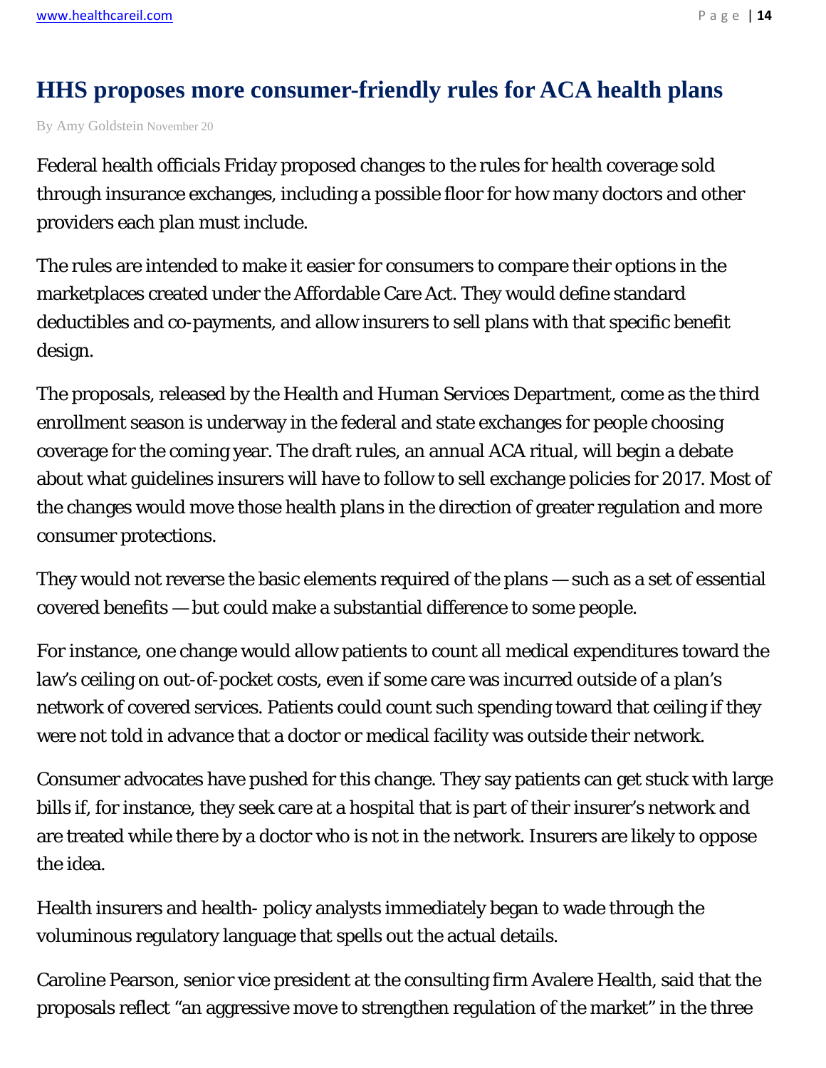# HHS proposes more consumer-friendly rules for ACA health plans

By Amy Goldstein November 20

Federal health officials Friday proposed changes to the rules for health coverage sold through insurance exchanges, including a possible floor for how many doctors and other providers each plan must include.

The rules are intended to make it easier for consumers to compare their options in the marketplaces created under the Affordable Care Act. They would define standard deductibles and co-payments, and allow insurers to sell plans with that specific benefit design.

The proposals, released by the Health and Human Services Department, come as the third enrollment season is underway in the federal and state exchanges for people choosing coverage for the coming year. The draft rules, an annual ACA ritual, will begin a debate about what guidelines insurers will have to follow to sell exchange policies for 2017. Most of the changes would move those health plans in the direction of greater regulation and more consumer protections.

They would not reverse the basic elements required of the plans — such as a set of essential covered benefits — but could make a substantial difference to some people.

For instance, one change would allow patients to count all medical expenditures toward the law's ceiling on out-of-pocket costs, even if some care was incurred outside of a plan's network of covered services. Patients could count such spending toward that ceiling if they were not told in advance that a doctor or medical facility was outside their network.

Consumer advocates have pushed for this change. They say patients can get stuck with large bills if, for instance, they seek care at a hospital that is part of their insurer's network and are treated while there by a doctor who is not in the network. Insurers are likely to oppose the idea.

Health insurers and health- policy analysts immediately began to wade through the voluminous regulatory language that spells out the actual details.

Caroline Pearson, senior vice president at the consulting firm Avalere Health, said that the proposals reflect "an aggressive move to strengthen regulation of the market" in the three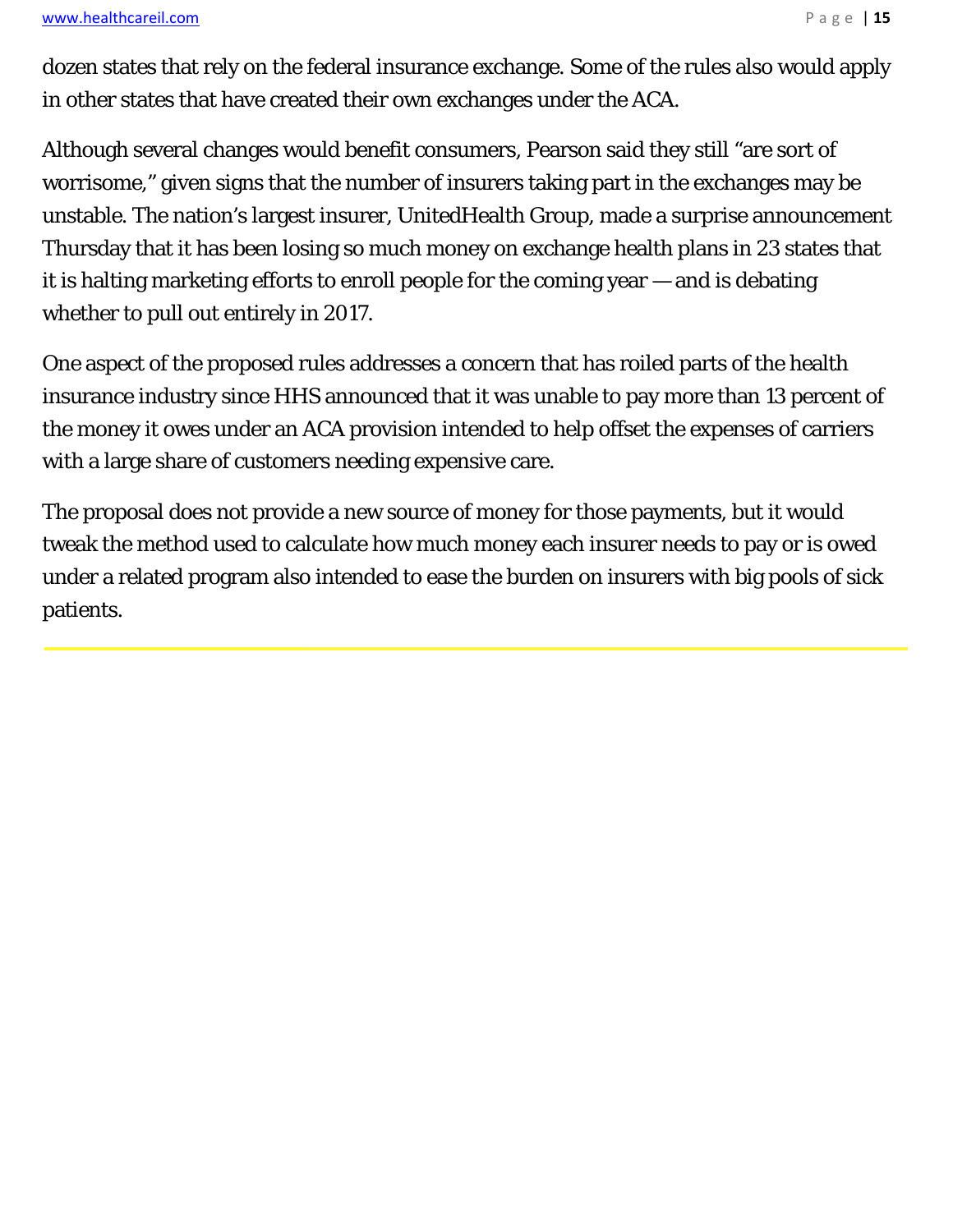dozen states that rely on the federal insurance exchange. Some of the rules also would apply in other states that have created their own exchanges under the ACA.

Although several changes would benefit consumers, Pearson said they still "are sort of worrisome," given signs that the number of insurers taking part in the exchanges may be unstable. The nation's largest insurer, UnitedHealth Group, made a surprise announcement Thursday that it has been losing so much money on exchange health plans in 23 states that it is halting marketing efforts to enroll people for the coming year — and is debating whether to pull out entirely in 2017.

One aspect of the proposed rules addresses a concern that has roiled parts of the health insurance industry since HHS announced that it was unable to pay more than 13 percent of the money it owes under an ACA provision intended to help offset the expenses of carriers with a large share of customers needing expensive care.

The proposal does not provide a new source of money for those payments, but it would tweak the method used to calculate how much money each insurer needs to pay or is owed under a related program also intended to ease the burden on insurers with big pools of sick patients.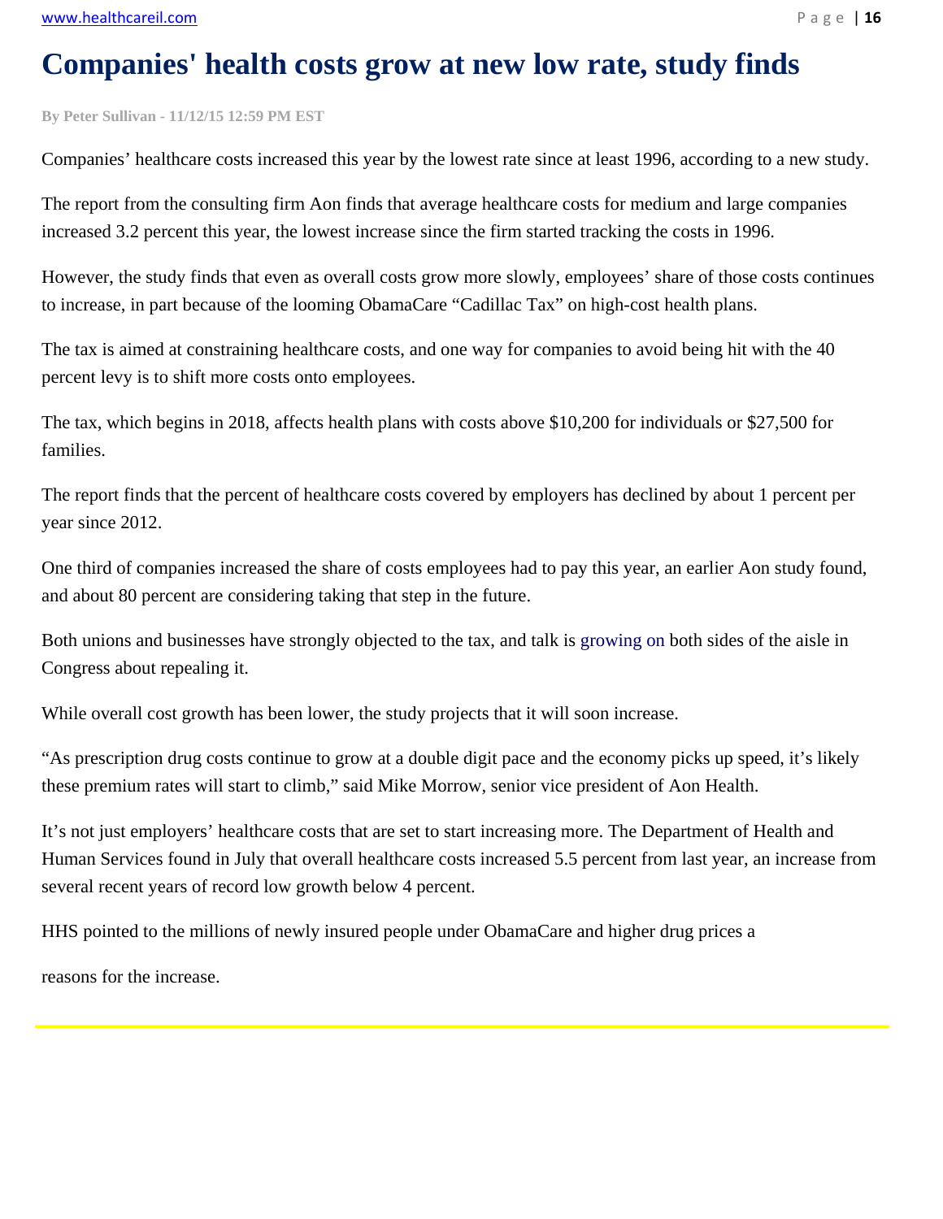# Companies' health costs grow at new low rate, study finds

**By Peter Sullivan - 11/12/15 12:59 PM EST**

Companies' healthcare costs increased this year by the lowest rate since at least 1996, according to a new study.

The report from the consulting firm Aon finds that average healthcare costs for medium and large companies increased 3.2 percent this year, the lowest increase since the firm started tracking the costs in 1996.

However, the study finds that even as overall costs grow more slowly, employees' share of those costs continues to increase, in part because of the looming ObamaCare "Cadillac Tax" on high-cost health plans.

The tax is aimed at constraining healthcare costs, and one way for companies to avoid being hit with the 40 percent levy is to shift more costs onto employees.

The tax, which begins in 2018, affects health plans with costs above $10,200 for individuals or $27,500 for families.

The report finds that the percent of healthcare costs covered by employers has declined by about 1 percent per year since 2012.

One third of companies increased the share of costs employees had to pay this year, an earlier Aon study found, and about 80 percent are considering taking that step in the future.

Both unions and businesses have strongly objected to the tax, and talk is growing on both sides of the aisle in Congress about repealing it.

While overall cost growth has been lower, the study projects that it will soon increase.

"As prescription drug costs continue to grow at a double digit pace and the economy picks up speed, it's likely these premium rates will start to climb," said Mike Morrow, senior vice president of Aon Health.

It's not just employers' healthcare costs that are set to start increasing more. The Department of Health and Human Services found in July that overall healthcare costs increased 5.5 percent from last year, an increase from several recent years of record low growth below 4 percent.

HHS pointed to the millions of newly insured people under ObamaCare and higher drug prices a

reasons for the increase.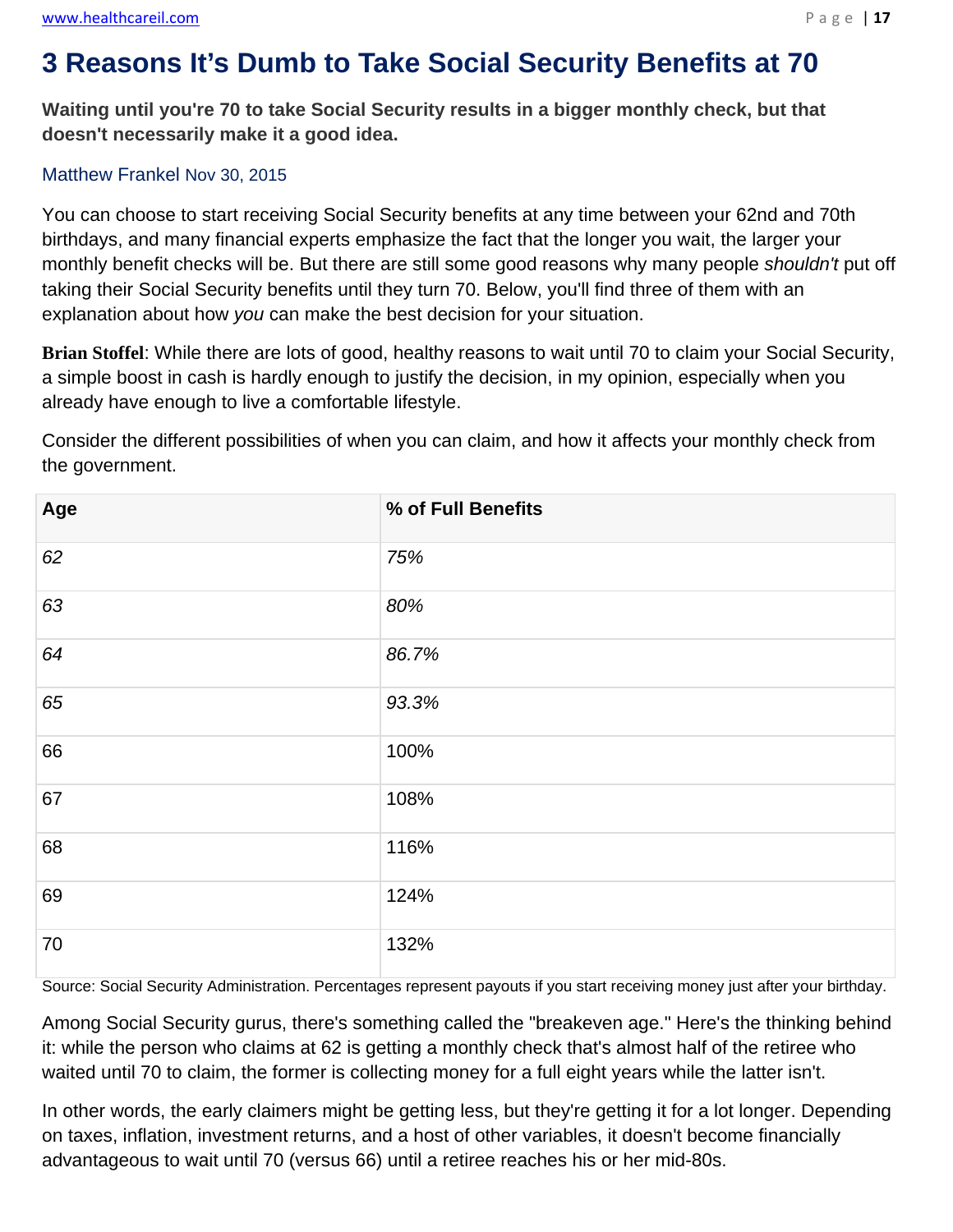# 3 Reasons It's Dumb to Take Social Security Benefits at 70

**Waiting until you're 70 to take Social Security results in a bigger monthly check, but that doesn't necessarily make it a good idea.**

Matthew Frankel Nov 30, 2015

You can choose to start receiving Social Security benefits at any time between your 62nd and 70th birthdays, and many financial experts emphasize the fact that the longer you wait, the larger your monthly benefit checks will be. But there are still some good reasons why many people *shouldn't* put off taking their Social Security benefits until they turn 70. Below, you'll find three of them with an explanation about how *you* can make the best decision for your situation.

**Brian Stoffel**: While there are lots of good, healthy reasons to wait until 70 to claim your Social Security, a simple boost in cash is hardly enough to justify the decision, in my opinion, especially when you already have enough to live a comfortable lifestyle.

Consider the different possibilities of when you can claim, and how it affects your monthly check from the government.

| Age | % of Full Benefits |
| --- | --- |
| *62* | *75%* |
| *63* | *80%* |
| *64* | *86.7%* |
| *65* | *93.3%* |
| 66 | 100% |
| 67 | 108% |
| 68 | 116% |
| 69 | 124% |
| 70 | 132% |

Source: Social Security Administration. Percentages represent payouts if you start receiving money just after your birthday.

Among Social Security gurus, there's something called the "breakeven age." Here's the thinking behind it: while the person who claims at 62 is getting a monthly check that's almost half of the retiree who waited until 70 to claim, the former is collecting money for a full eight years while the latter isn't.

In other words, the early claimers might be getting less, but they're getting it for a lot longer. Depending on taxes, inflation, investment returns, and a host of other variables, it doesn't become financially advantageous to wait until 70 (versus 66) until a retiree reaches his or her mid-80s.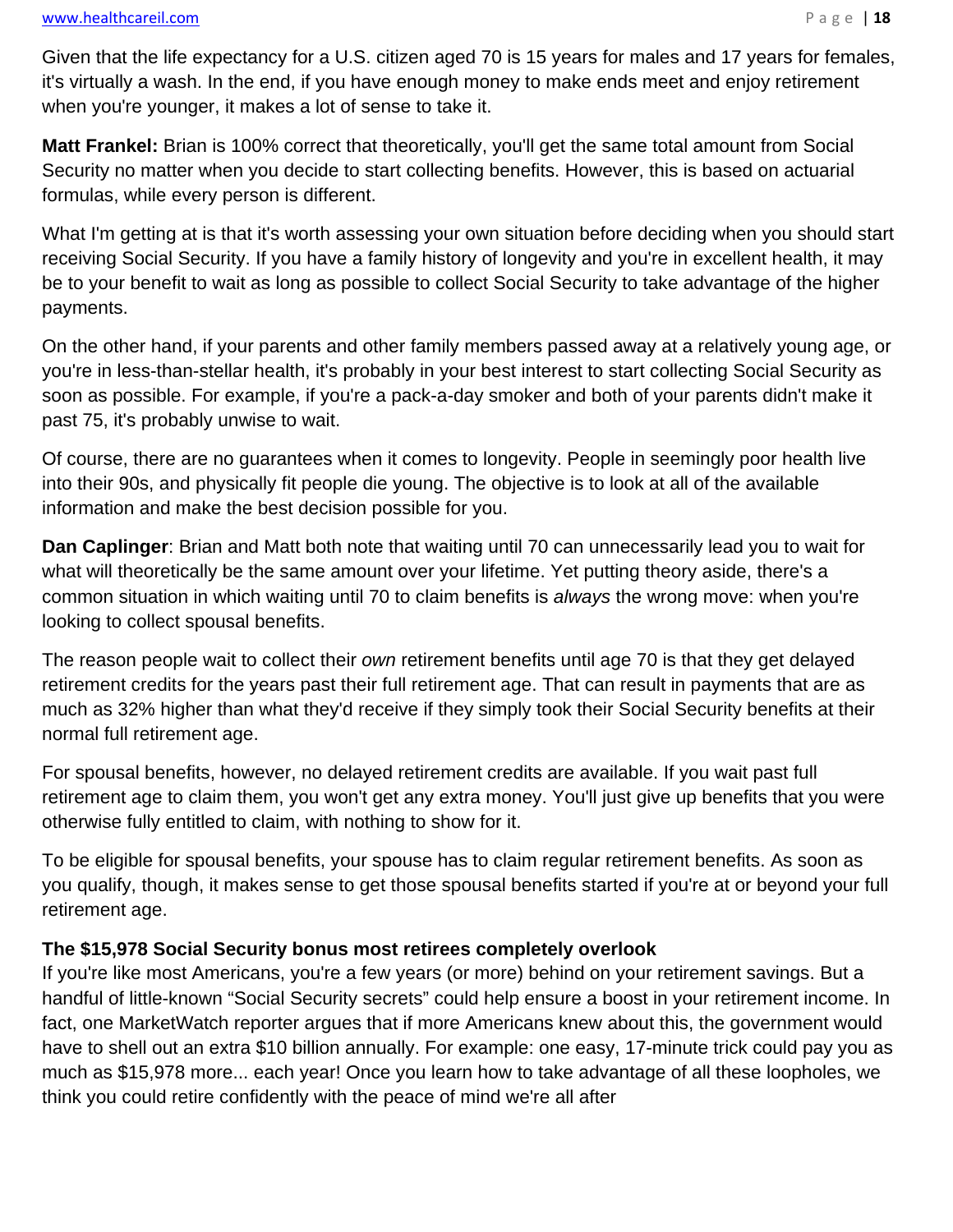Given that the life expectancy for a U.S. citizen aged 70 is 15 years for males and 17 years for females, it's virtually a wash. In the end, if you have enough money to make ends meet and enjoy retirement when you're younger, it makes a lot of sense to take it.

**Matt Frankel:** Brian is 100% correct that theoretically, you'll get the same total amount from Social Security no matter when you decide to start collecting benefits. However, this is based on actuarial formulas, while every person is different.

What I'm getting at is that it's worth assessing your own situation before deciding when you should start receiving Social Security. If you have a family history of longevity and you're in excellent health, it may be to your benefit to wait as long as possible to collect Social Security to take advantage of the higher payments.

On the other hand, if your parents and other family members passed away at a relatively young age, or you're in less-than-stellar health, it's probably in your best interest to start collecting Social Security as soon as possible. For example, if you're a pack-a-day smoker and both of your parents didn't make it past 75, it's probably unwise to wait.

Of course, there are no guarantees when it comes to longevity. People in seemingly poor health live into their 90s, and physically fit people die young. The objective is to look at all of the available information and make the best decision possible for you.

**Dan Caplinger**: Brian and Matt both note that waiting until 70 can unnecessarily lead you to wait for what will theoretically be the same amount over your lifetime. Yet putting theory aside, there's a common situation in which waiting until 70 to claim benefits is *always* the wrong move: when you're looking to collect spousal benefits.

The reason people wait to collect their *own* retirement benefits until age 70 is that they get delayed retirement credits for the years past their full retirement age. That can result in payments that are as much as 32% higher than what they'd receive if they simply took their Social Security benefits at their normal full retirement age.

For spousal benefits, however, no delayed retirement credits are available. If you wait past full retirement age to claim them, you won't get any extra money. You'll just give up benefits that you were otherwise fully entitled to claim, with nothing to show for it.

To be eligible for spousal benefits, your spouse has to claim regular retirement benefits. As soon as you qualify, though, it makes sense to get those spousal benefits started if you're at or beyond your full retirement age.

**The $15,978 Social Security bonus most retirees completely overlook**

If you're like most Americans, you're a few years (or more) behind on your retirement savings. But a handful of little-known "Social Security secrets" could help ensure a boost in your retirement income. In fact, one MarketWatch reporter argues that if more Americans knew about this, the government would have to shell out an extra $10 billion annually. For example: one easy, 17-minute trick could pay you as much as $15,978 more... each year! Once you learn how to take advantage of all these loopholes, we think you could retire confidently with the peace of mind we're all after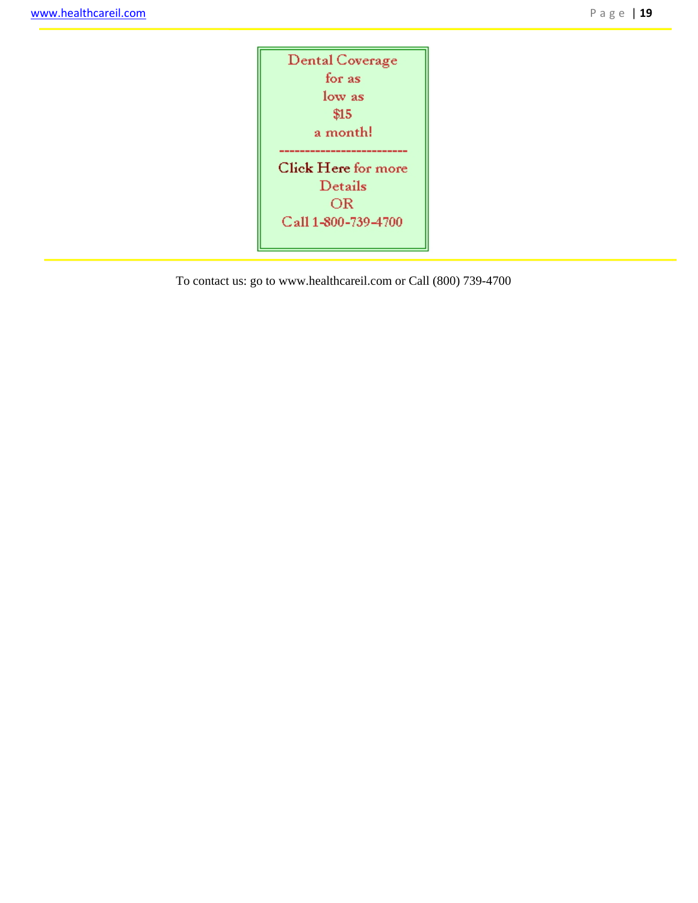Dental Coverage
for as
low as
$15
a month!

------------------------

Click Here for more
Details
OR
Call 1-800-739-4700

To contact us: go to www.healthcareil.com or Call (800) 739-4700